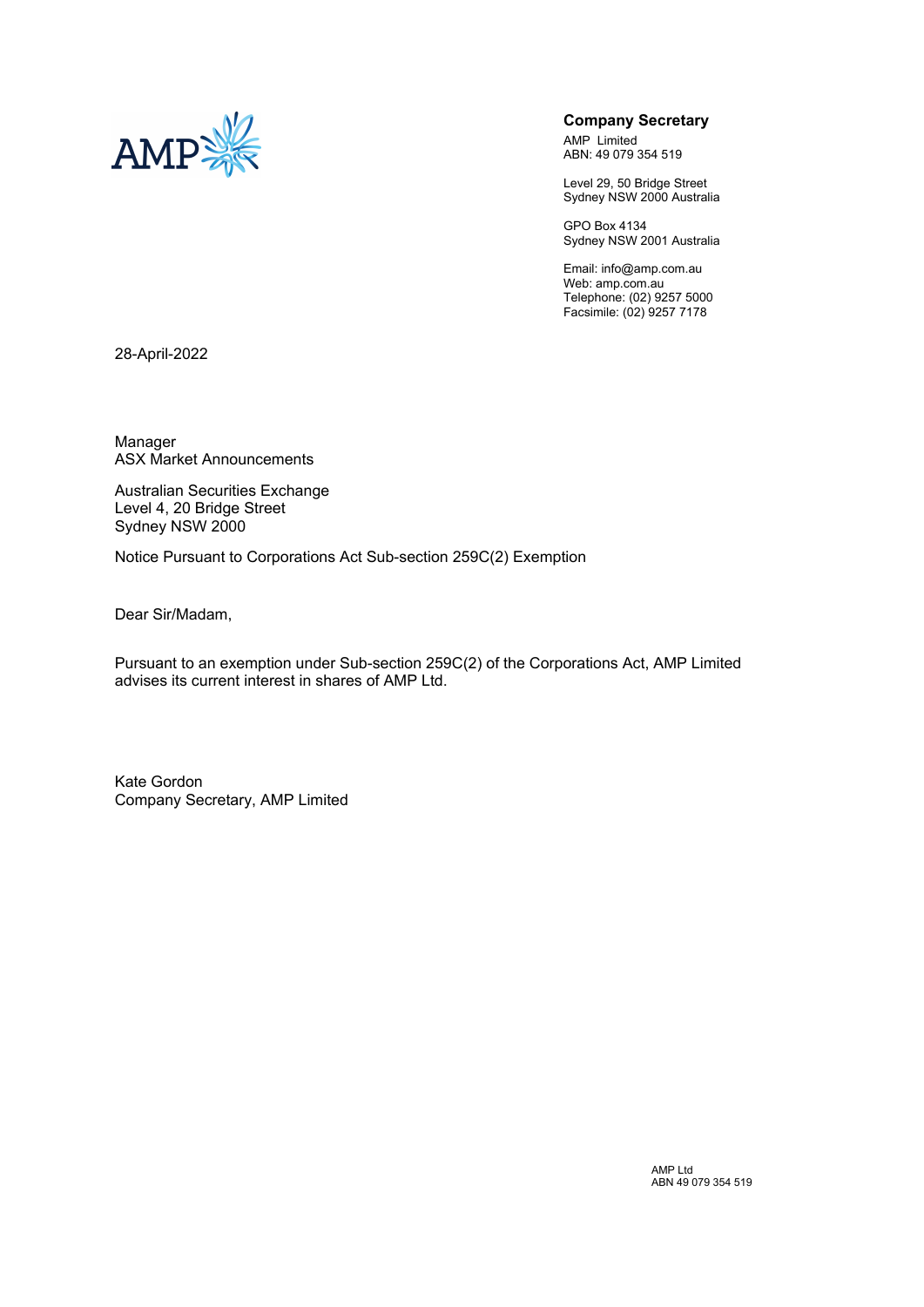**Company Secretary**

AMP Limited
ABN: 49 079 354 519

Level 29, 50 Bridge Street
Sydney NSW 2000 Australia

GPO Box 4134
Sydney NSW 2001 Australia

Email: info@amp.com.au
Web: amp.com.au
Telephone: (02) 9257 5000
Facsimile: (02) 9257 7178

28-April-2022

Manager
ASX Market Announcements

Australian Securities Exchange
Level 4, 20 Bridge Street
Sydney NSW 2000

Notice Pursuant to Corporations Act Sub-section 259C(2) Exemption

Dear Sir/Madam,

Pursuant to an exemption under Sub-section 259C(2) of the Corporations Act, AMP Limited advises its current interest in shares of AMP Ltd.

Kate Gordon
Company Secretary, AMP Limited

AMP Ltd
ABN 49 079 354 519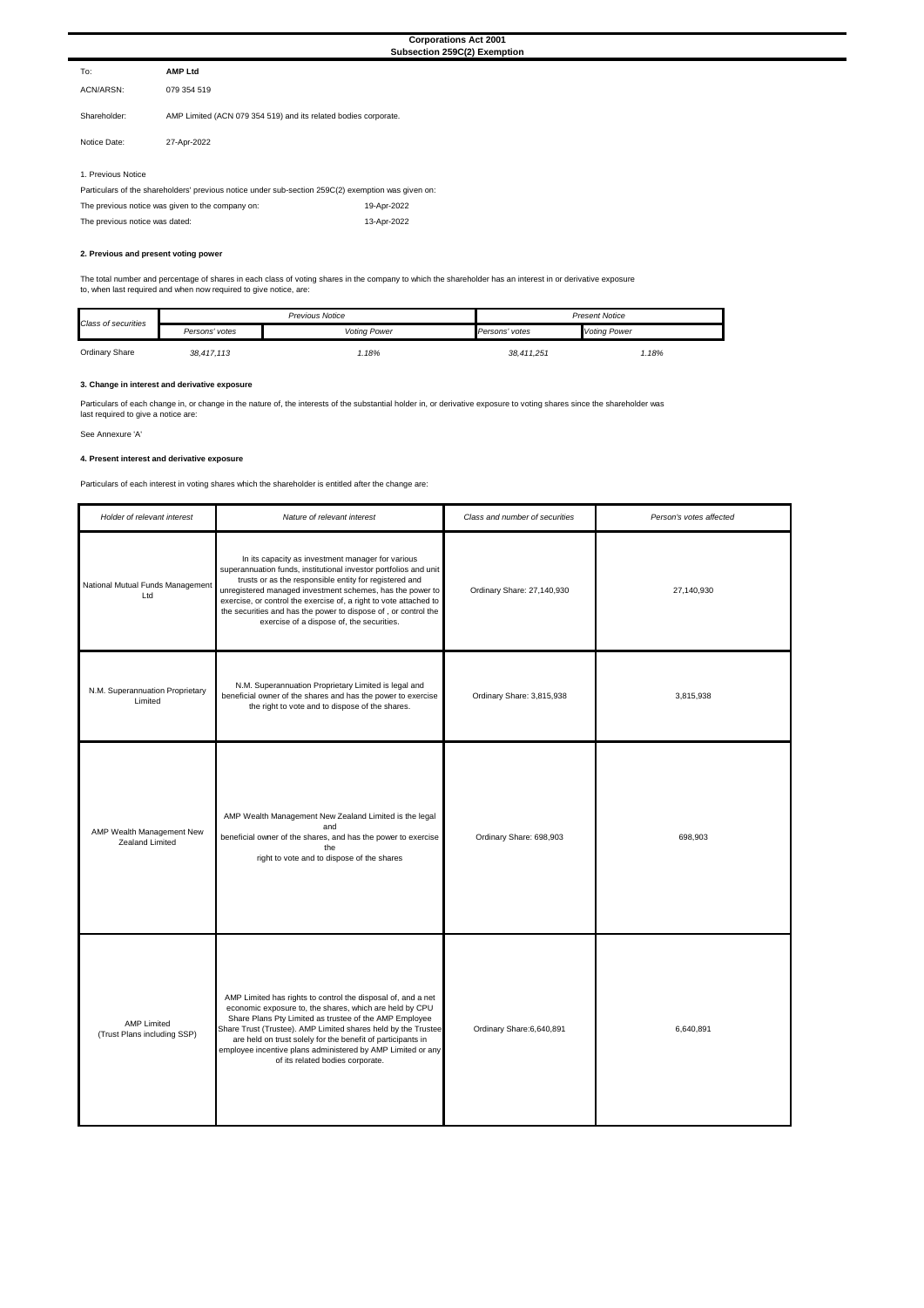**Corporations Act 2001**
**Subsection 259C(2) Exemption**

| | |
|---|---|
| To: | **AMP Ltd** |
| ACN/ARSN: | 079 354 519 |
| Shareholder: | AMP Limited (ACN 079 354 519) and its related bodies corporate. |
| Notice Date: | 27-Apr-2022 |

1. Previous Notice

Particulars of the shareholders' previous notice under sub-section 259C(2) exemption was given on:

| | |
|---|---|
| The previous notice was given to the company on: | 19-Apr-2022 |
| The previous notice was dated: | 13-Apr-2022 |

**2. Previous and present voting power**

The total number and percentage of shares in each class of voting shares in the company to which the shareholder has an interest in or derivative exposure to, when last required and when now required to give notice, are:

| *Class of securities* | *Previous Notice* | | *Present Notice* | |
|---|---|---|---|---|
| | *Persons' votes* | *Voting Power* | *Persons' votes* | *Voting Power* |
| Ordinary Share | *38,417,113* | *1.18%* | *38,411,251* | *1.18%* |

**3. Change in interest and derivative exposure**

Particulars of each change in, or change in the nature of, the interests of the substantial holder in, or derivative exposure to voting shares since the shareholder was last required to give a notice are:

See Annexure 'A'

**4. Present interest and derivative exposure**

Particulars of each interest in voting shares which the shareholder is entitled after the change are:

| *Holder of relevant interest* | *Nature of relevant interest* | *Class and number of securities* | *Person's votes affected* |
|---|---|---|---|
| National Mutual Funds Management Ltd | In its capacity as investment manager for various superannuation funds, institutional investor portfolios and unit trusts or as the responsible entity for registered and unregistered managed investment schemes, has the power to exercise, or control the exercise of, a right to vote attached to the securities and has the power to dispose of , or control the exercise of a dispose of, the securities. | Ordinary Share: 27,140,930 | 27,140,930 |
| N.M. Superannuation Proprietary Limited | N.M. Superannuation Proprietary Limited is legal and beneficial owner of the shares and has the power to exercise the right to vote and to dispose of the shares. | Ordinary Share: 3,815,938 | 3,815,938 |
| AMP Wealth Management New Zealand Limited | AMP Wealth Management New Zealand Limited is the legal and beneficial owner of the shares, and has the power to exercise the right to vote and to dispose of the shares | Ordinary Share: 698,903 | 698,903 |
| AMP Limited (Trust Plans including SSP) | AMP Limited has rights to control the disposal of, and a net economic exposure to, the shares, which are held by CPU Share Plans Pty Limited as trustee of the AMP Employee Share Trust (Trustee). AMP Limited shares held by the Trustee are held on trust solely for the benefit of participants in employee incentive plans administered by AMP Limited or any of its related bodies corporate. | Ordinary Share:6,640,891 | 6,640,891 |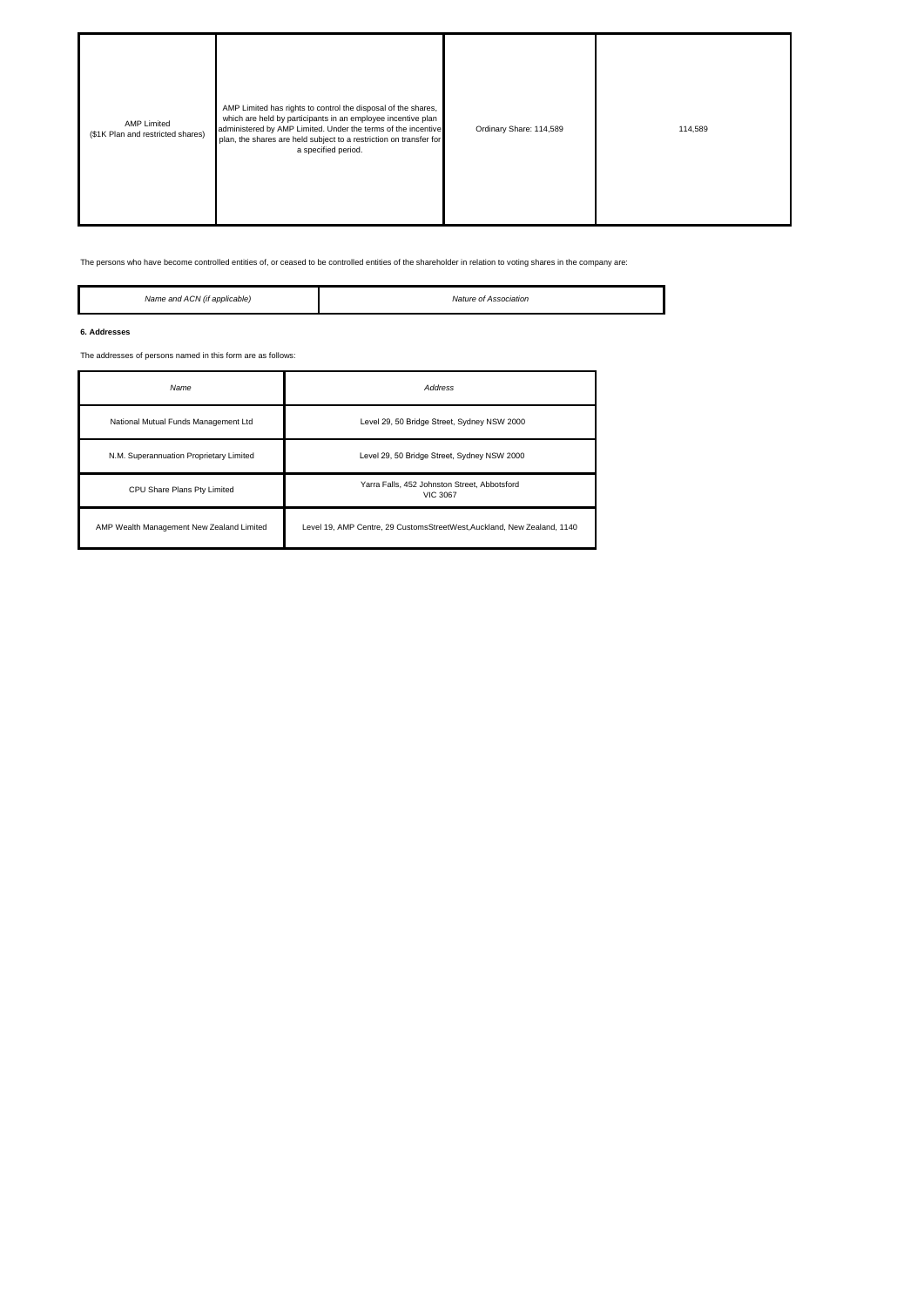| | | | |
|---|---|---|---|
| AMP Limited<br>($1K Plan and restricted shares) | AMP Limited has rights to control the disposal of the shares, which are held by participants in an employee incentive plan administered by AMP Limited. Under the terms of the incentive plan, the shares are held subject to a restriction on transfer for a specified period. | Ordinary Share: 114,589 | 114,589 |

The persons who have become controlled entities of, or ceased to be controlled entities of the shareholder in relation to voting shares in the company are:

| *Name and ACN (if applicable)* | *Nature of Association* |
|---|---|

**6. Addresses**

The addresses of persons named in this form are as follows:

| *Name* | *Address* |
|---|---|
| National Mutual Funds Management Ltd | Level 29, 50 Bridge Street, Sydney NSW 2000 |
| N.M. Superannuation Proprietary Limited | Level 29, 50 Bridge Street, Sydney NSW 2000 |
| CPU Share Plans Pty Limited | Yarra Falls, 452 Johnston Street, Abbotsford VIC 3067 |
| AMP Wealth Management New Zealand Limited | Level 19, AMP Centre, 29 CustomsStreetWest,Auckland, New Zealand, 1140 |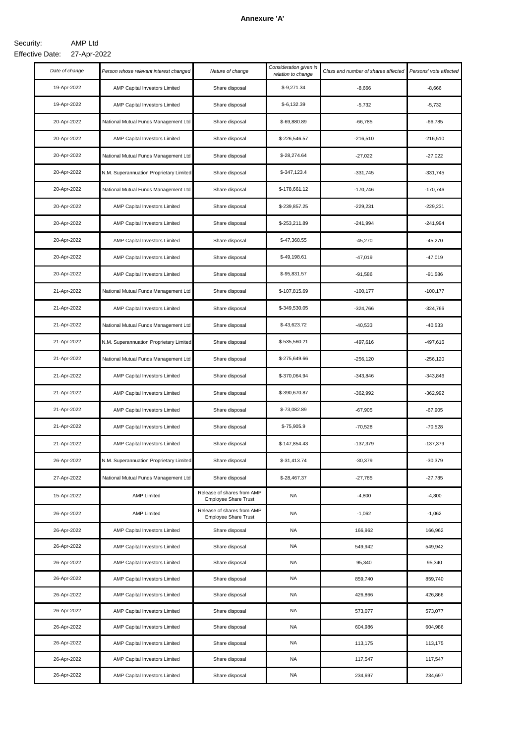**Annexure 'A'**

Security: AMP Ltd

Effective Date: 27-Apr-2022

| *Date of change* | *Person whose relevant interest changed* | *Nature of change* | *Consideration given in relation to change* | *Class and number of shares affected* | *Persons' vote affected* |
|---|---|---|---|---|---|
| 19-Apr-2022 | AMP Capital Investors Limited | Share disposal | $-9,271.34 | -8,666 | -8,666 |
| 19-Apr-2022 | AMP Capital Investors Limited | Share disposal | $-6,132.39 | -5,732 | -5,732 |
| 20-Apr-2022 | National Mutual Funds Management Ltd | Share disposal | $-69,880.89 | -66,785 | -66,785 |
| 20-Apr-2022 | AMP Capital Investors Limited | Share disposal | $-226,546.57 | -216,510 | -216,510 |
| 20-Apr-2022 | National Mutual Funds Management Ltd | Share disposal | $-28,274.64 | -27,022 | -27,022 |
| 20-Apr-2022 | N.M. Superannuation Proprietary Limited | Share disposal | $-347,123.4 | -331,745 | -331,745 |
| 20-Apr-2022 | National Mutual Funds Management Ltd | Share disposal | $-178,661.12 | -170,746 | -170,746 |
| 20-Apr-2022 | AMP Capital Investors Limited | Share disposal | $-239,857.25 | -229,231 | -229,231 |
| 20-Apr-2022 | AMP Capital Investors Limited | Share disposal | $-253,211.89 | -241,994 | -241,994 |
| 20-Apr-2022 | AMP Capital Investors Limited | Share disposal | $-47,368.55 | -45,270 | -45,270 |
| 20-Apr-2022 | AMP Capital Investors Limited | Share disposal | $-49,198.61 | -47,019 | -47,019 |
| 20-Apr-2022 | AMP Capital Investors Limited | Share disposal | $-95,831.57 | -91,586 | -91,586 |
| 21-Apr-2022 | National Mutual Funds Management Ltd | Share disposal | $-107,815.69 | -100,177 | -100,177 |
| 21-Apr-2022 | AMP Capital Investors Limited | Share disposal | $-349,530.05 | -324,766 | -324,766 |
| 21-Apr-2022 | National Mutual Funds Management Ltd | Share disposal | $-43,623.72 | -40,533 | -40,533 |
| 21-Apr-2022 | N.M. Superannuation Proprietary Limited | Share disposal | $-535,560.21 | -497,616 | -497,616 |
| 21-Apr-2022 | National Mutual Funds Management Ltd | Share disposal | $-275,649.66 | -256,120 | -256,120 |
| 21-Apr-2022 | AMP Capital Investors Limited | Share disposal | $-370,064.94 | -343,846 | -343,846 |
| 21-Apr-2022 | AMP Capital Investors Limited | Share disposal | $-390,670.87 | -362,992 | -362,992 |
| 21-Apr-2022 | AMP Capital Investors Limited | Share disposal | $-73,082.89 | -67,905 | -67,905 |
| 21-Apr-2022 | AMP Capital Investors Limited | Share disposal | $-75,905.9 | -70,528 | -70,528 |
| 21-Apr-2022 | AMP Capital Investors Limited | Share disposal | $-147,854.43 | -137,379 | -137,379 |
| 26-Apr-2022 | N.M. Superannuation Proprietary Limited | Share disposal | $-31,413.74 | -30,379 | -30,379 |
| 27-Apr-2022 | National Mutual Funds Management Ltd | Share disposal | $-28,467.37 | -27,785 | -27,785 |
| 15-Apr-2022 | AMP Limited | Release of shares from AMP Employee Share Trust | NA | -4,800 | -4,800 |
| 26-Apr-2022 | AMP Limited | Release of shares from AMP Employee Share Trust | NA | -1,062 | -1,062 |
| 26-Apr-2022 | AMP Capital Investors Limited | Share disposal | NA | 166,962 | 166,962 |
| 26-Apr-2022 | AMP Capital Investors Limited | Share disposal | NA | 549,942 | 549,942 |
| 26-Apr-2022 | AMP Capital Investors Limited | Share disposal | NA | 95,340 | 95,340 |
| 26-Apr-2022 | AMP Capital Investors Limited | Share disposal | NA | 859,740 | 859,740 |
| 26-Apr-2022 | AMP Capital Investors Limited | Share disposal | NA | 426,866 | 426,866 |
| 26-Apr-2022 | AMP Capital Investors Limited | Share disposal | NA | 573,077 | 573,077 |
| 26-Apr-2022 | AMP Capital Investors Limited | Share disposal | NA | 604,986 | 604,986 |
| 26-Apr-2022 | AMP Capital Investors Limited | Share disposal | NA | 113,175 | 113,175 |
| 26-Apr-2022 | AMP Capital Investors Limited | Share disposal | NA | 117,547 | 117,547 |
| 26-Apr-2022 | AMP Capital Investors Limited | Share disposal | NA | 234,697 | 234,697 |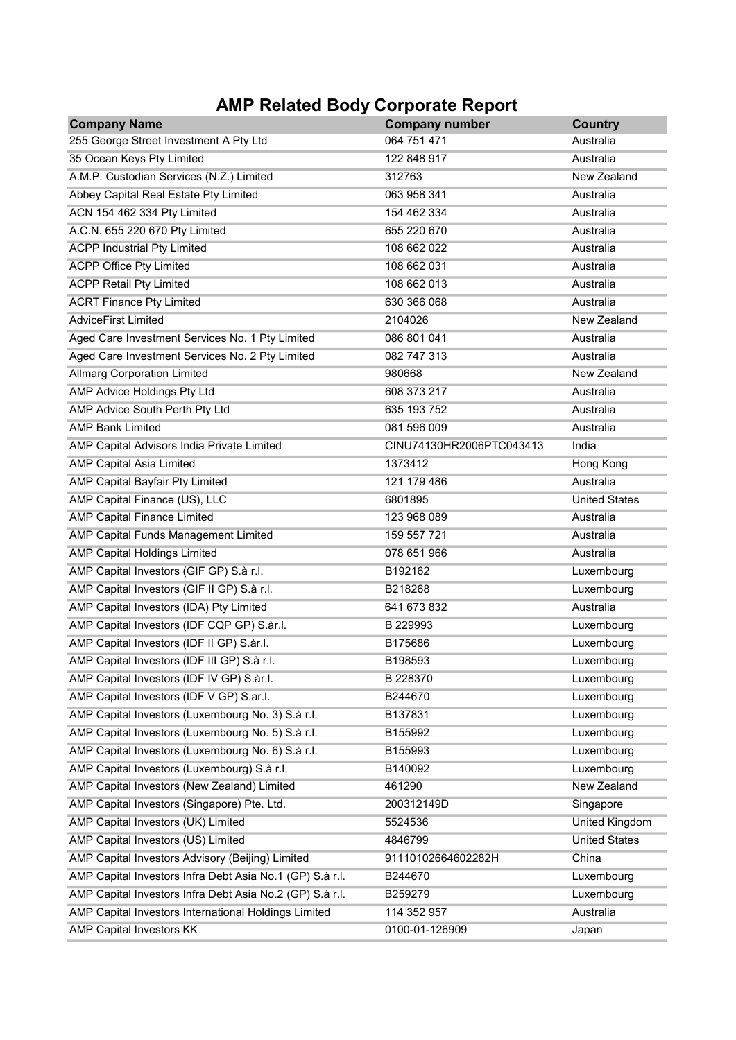# AMP Related Body Corporate Report

| Company Name | Company number | Country |
|---|---|---|
| 255 George Street Investment A Pty Ltd | 064 751 471 | Australia |
| 35 Ocean Keys Pty Limited | 122 848 917 | Australia |
| A.M.P. Custodian Services (N.Z.) Limited | 312763 | New Zealand |
| Abbey Capital Real Estate Pty Limited | 063 958 341 | Australia |
| ACN 154 462 334 Pty Limited | 154 462 334 | Australia |
| A.C.N. 655 220 670 Pty Limited | 655 220 670 | Australia |
| ACPP Industrial Pty Limited | 108 662 022 | Australia |
| ACPP Office Pty Limited | 108 662 031 | Australia |
| ACPP Retail Pty Limited | 108 662 013 | Australia |
| ACRT Finance Pty Limited | 630 366 068 | Australia |
| AdviceFirst Limited | 2104026 | New Zealand |
| Aged Care Investment Services No. 1 Pty Limited | 086 801 041 | Australia |
| Aged Care Investment Services No. 2 Pty Limited | 082 747 313 | Australia |
| Allmarg Corporation Limited | 980668 | New Zealand |
| AMP Advice Holdings Pty Ltd | 608 373 217 | Australia |
| AMP Advice South Perth Pty Ltd | 635 193 752 | Australia |
| AMP Bank Limited | 081 596 009 | Australia |
| AMP Capital Advisors India Private Limited | CINU74130HR2006PTC043413 | India |
| AMP Capital Asia Limited | 1373412 | Hong Kong |
| AMP Capital Bayfair Pty Limited | 121 179 486 | Australia |
| AMP Capital Finance (US), LLC | 6801895 | United States |
| AMP Capital Finance Limited | 123 968 089 | Australia |
| AMP Capital Funds Management Limited | 159 557 721 | Australia |
| AMP Capital Holdings Limited | 078 651 966 | Australia |
| AMP Capital Investors (GIF GP) S.à r.l. | B192162 | Luxembourg |
| AMP Capital Investors (GIF II GP) S.à r.l. | B218268 | Luxembourg |
| AMP Capital Investors (IDA) Pty Limited | 641 673 832 | Australia |
| AMP Capital Investors (IDF CQP GP) S.àr.l. | B 229993 | Luxembourg |
| AMP Capital Investors (IDF II GP) S.àr.l. | B175686 | Luxembourg |
| AMP Capital Investors (IDF III GP) S.à r.l. | B198593 | Luxembourg |
| AMP Capital Investors (IDF IV GP) S.àr.l. | B 228370 | Luxembourg |
| AMP Capital Investors (IDF V GP) S.ar.l. | B244670 | Luxembourg |
| AMP Capital Investors (Luxembourg No. 3) S.à r.l. | B137831 | Luxembourg |
| AMP Capital Investors (Luxembourg No. 5) S.à r.l. | B155992 | Luxembourg |
| AMP Capital Investors (Luxembourg No. 6) S.à r.l. | B155993 | Luxembourg |
| AMP Capital Investors (Luxembourg) S.à r.l. | B140092 | Luxembourg |
| AMP Capital Investors (New Zealand) Limited | 461290 | New Zealand |
| AMP Capital Investors (Singapore) Pte. Ltd. | 200312149D | Singapore |
| AMP Capital Investors (UK) Limited | 5524536 | United Kingdom |
| AMP Capital Investors (US) Limited | 4846799 | United States |
| AMP Capital Investors Advisory (Beijing) Limited | 91110102664602282H | China |
| AMP Capital Investors Infra Debt Asia No.1 (GP) S.à r.l. | B244670 | Luxembourg |
| AMP Capital Investors Infra Debt Asia No.2 (GP) S.à r.l. | B259279 | Luxembourg |
| AMP Capital Investors International Holdings Limited | 114 352 957 | Australia |
| AMP Capital Investors KK | 0100-01-126909 | Japan |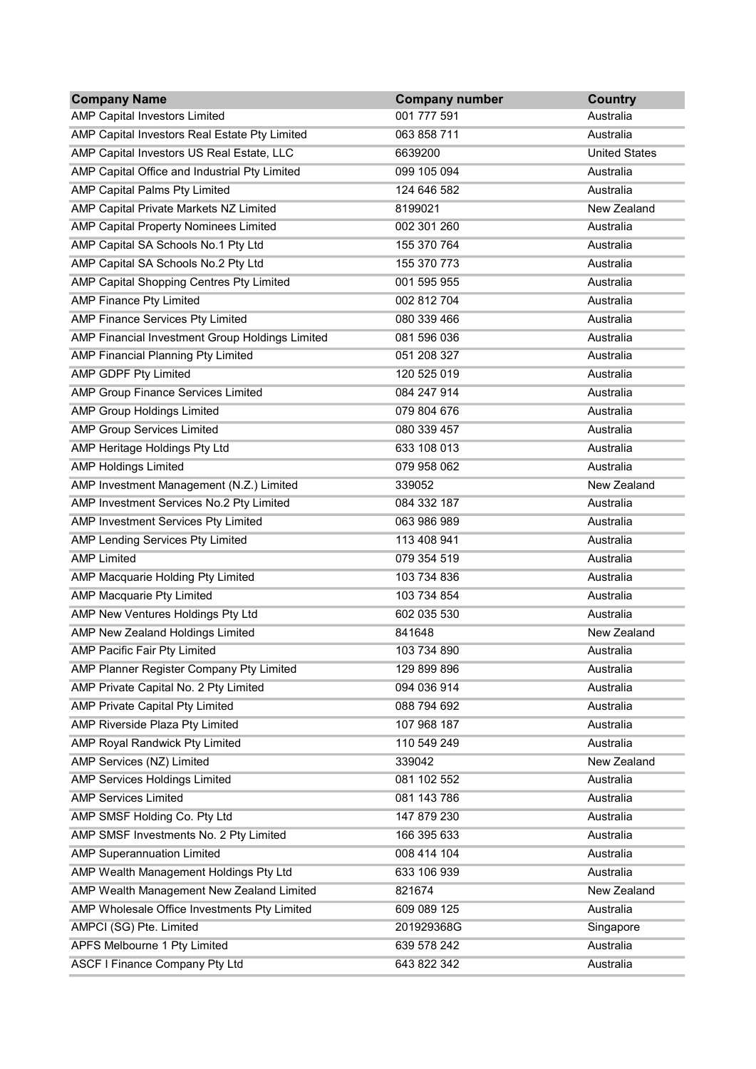| Company Name | Company number | Country |
| --- | --- | --- |
| AMP Capital Investors Limited | 001 777 591 | Australia |
| AMP Capital Investors Real Estate Pty Limited | 063 858 711 | Australia |
| AMP Capital Investors US Real Estate, LLC | 6639200 | United States |
| AMP Capital Office and Industrial Pty Limited | 099 105 094 | Australia |
| AMP Capital Palms Pty Limited | 124 646 582 | Australia |
| AMP Capital Private Markets NZ Limited | 8199021 | New Zealand |
| AMP Capital Property Nominees Limited | 002 301 260 | Australia |
| AMP Capital SA Schools No.1 Pty Ltd | 155 370 764 | Australia |
| AMP Capital SA Schools No.2 Pty Ltd | 155 370 773 | Australia |
| AMP Capital Shopping Centres Pty Limited | 001 595 955 | Australia |
| AMP Finance Pty Limited | 002 812 704 | Australia |
| AMP Finance Services Pty Limited | 080 339 466 | Australia |
| AMP Financial Investment Group Holdings Limited | 081 596 036 | Australia |
| AMP Financial Planning Pty Limited | 051 208 327 | Australia |
| AMP GDPF Pty Limited | 120 525 019 | Australia |
| AMP Group Finance Services Limited | 084 247 914 | Australia |
| AMP Group Holdings Limited | 079 804 676 | Australia |
| AMP Group Services Limited | 080 339 457 | Australia |
| AMP Heritage Holdings Pty Ltd | 633 108 013 | Australia |
| AMP Holdings Limited | 079 958 062 | Australia |
| AMP Investment Management (N.Z.) Limited | 339052 | New Zealand |
| AMP Investment Services No.2 Pty Limited | 084 332 187 | Australia |
| AMP Investment Services Pty Limited | 063 986 989 | Australia |
| AMP Lending Services Pty Limited | 113 408 941 | Australia |
| AMP Limited | 079 354 519 | Australia |
| AMP Macquarie Holding Pty Limited | 103 734 836 | Australia |
| AMP Macquarie Pty Limited | 103 734 854 | Australia |
| AMP New Ventures Holdings Pty Ltd | 602 035 530 | Australia |
| AMP New Zealand Holdings Limited | 841648 | New Zealand |
| AMP Pacific Fair Pty Limited | 103 734 890 | Australia |
| AMP Planner Register Company Pty Limited | 129 899 896 | Australia |
| AMP Private Capital No. 2 Pty Limited | 094 036 914 | Australia |
| AMP Private Capital Pty Limited | 088 794 692 | Australia |
| AMP Riverside Plaza Pty Limited | 107 968 187 | Australia |
| AMP Royal Randwick Pty Limited | 110 549 249 | Australia |
| AMP Services (NZ) Limited | 339042 | New Zealand |
| AMP Services Holdings Limited | 081 102 552 | Australia |
| AMP Services Limited | 081 143 786 | Australia |
| AMP SMSF Holding Co. Pty Ltd | 147 879 230 | Australia |
| AMP SMSF Investments No. 2 Pty Limited | 166 395 633 | Australia |
| AMP Superannuation Limited | 008 414 104 | Australia |
| AMP Wealth Management Holdings Pty Ltd | 633 106 939 | Australia |
| AMP Wealth Management New Zealand Limited | 821674 | New Zealand |
| AMP Wholesale Office Investments Pty Limited | 609 089 125 | Australia |
| AMPCI (SG) Pte. Limited | 201929368G | Singapore |
| APFS Melbourne 1 Pty Limited | 639 578 242 | Australia |
| ASCF I Finance Company Pty Ltd | 643 822 342 | Australia |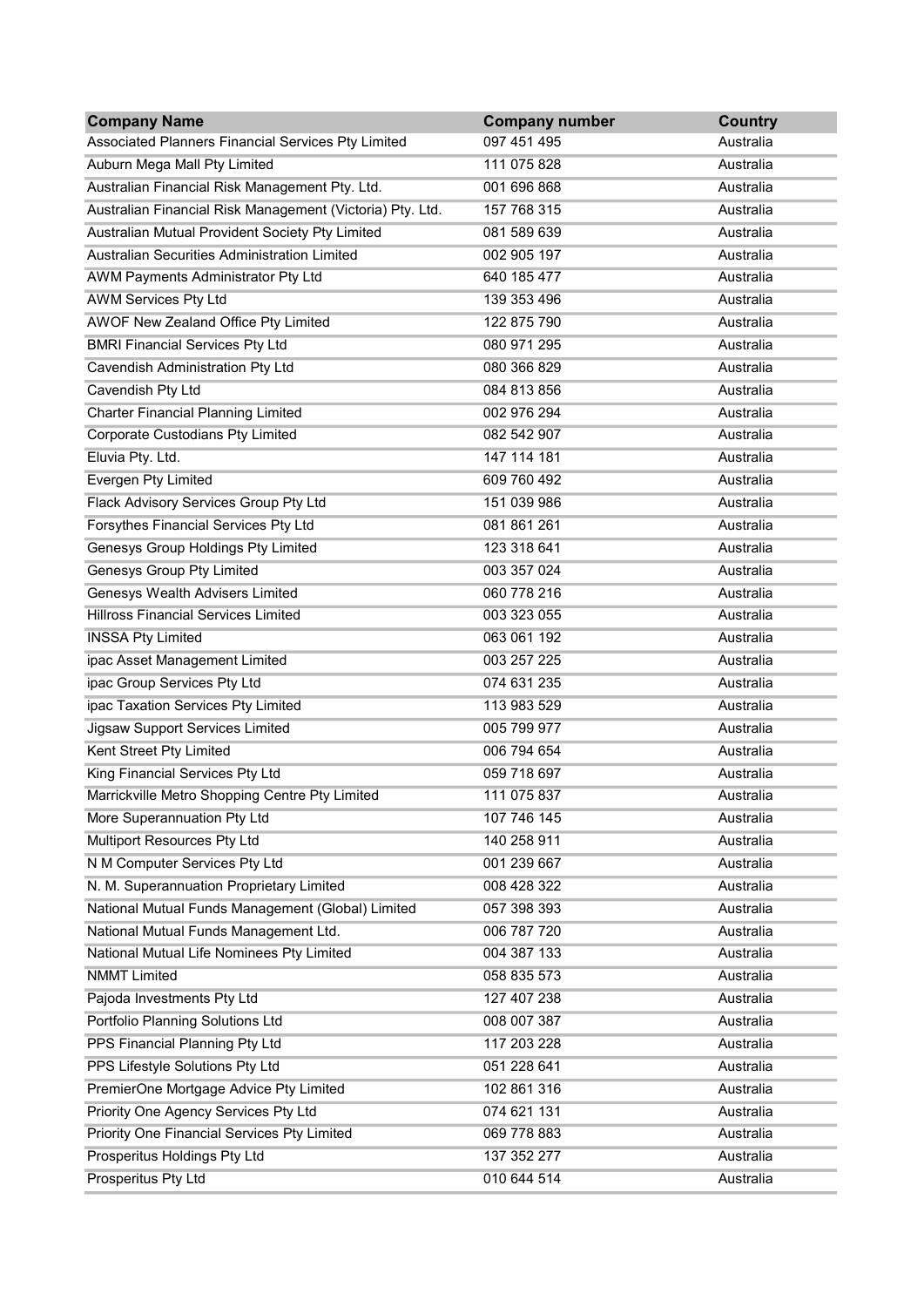| Company Name | Company number | Country |
| --- | --- | --- |
| Associated Planners Financial Services Pty Limited | 097 451 495 | Australia |
| Auburn Mega Mall Pty Limited | 111 075 828 | Australia |
| Australian Financial Risk Management Pty. Ltd. | 001 696 868 | Australia |
| Australian Financial Risk Management (Victoria) Pty. Ltd. | 157 768 315 | Australia |
| Australian Mutual Provident Society Pty Limited | 081 589 639 | Australia |
| Australian Securities Administration Limited | 002 905 197 | Australia |
| AWM Payments Administrator Pty Ltd | 640 185 477 | Australia |
| AWM Services Pty Ltd | 139 353 496 | Australia |
| AWOF New Zealand Office Pty Limited | 122 875 790 | Australia |
| BMRI Financial Services Pty Ltd | 080 971 295 | Australia |
| Cavendish Administration Pty Ltd | 080 366 829 | Australia |
| Cavendish Pty Ltd | 084 813 856 | Australia |
| Charter Financial Planning Limited | 002 976 294 | Australia |
| Corporate Custodians Pty Limited | 082 542 907 | Australia |
| Eluvia Pty. Ltd. | 147 114 181 | Australia |
| Evergen Pty Limited | 609 760 492 | Australia |
| Flack Advisory Services Group Pty Ltd | 151 039 986 | Australia |
| Forsythes Financial Services Pty Ltd | 081 861 261 | Australia |
| Genesys Group Holdings Pty Limited | 123 318 641 | Australia |
| Genesys Group Pty Limited | 003 357 024 | Australia |
| Genesys Wealth Advisers Limited | 060 778 216 | Australia |
| Hillross Financial Services Limited | 003 323 055 | Australia |
| INSSA Pty Limited | 063 061 192 | Australia |
| ipac Asset Management Limited | 003 257 225 | Australia |
| ipac Group Services Pty Ltd | 074 631 235 | Australia |
| ipac Taxation Services Pty Limited | 113 983 529 | Australia |
| Jigsaw Support Services Limited | 005 799 977 | Australia |
| Kent Street Pty Limited | 006 794 654 | Australia |
| King Financial Services Pty Ltd | 059 718 697 | Australia |
| Marrickville Metro Shopping Centre Pty Limited | 111 075 837 | Australia |
| More Superannuation Pty Ltd | 107 746 145 | Australia |
| Multiport Resources Pty Ltd | 140 258 911 | Australia |
| N M Computer Services Pty Ltd | 001 239 667 | Australia |
| N. M. Superannuation Proprietary Limited | 008 428 322 | Australia |
| National Mutual Funds Management (Global) Limited | 057 398 393 | Australia |
| National Mutual Funds Management Ltd. | 006 787 720 | Australia |
| National Mutual Life Nominees Pty Limited | 004 387 133 | Australia |
| NMMT Limited | 058 835 573 | Australia |
| Pajoda Investments Pty Ltd | 127 407 238 | Australia |
| Portfolio Planning Solutions Ltd | 008 007 387 | Australia |
| PPS Financial Planning Pty Ltd | 117 203 228 | Australia |
| PPS Lifestyle Solutions Pty Ltd | 051 228 641 | Australia |
| PremierOne Mortgage Advice Pty Limited | 102 861 316 | Australia |
| Priority One Agency Services Pty Ltd | 074 621 131 | Australia |
| Priority One Financial Services Pty Limited | 069 778 883 | Australia |
| Prosperitus Holdings Pty Ltd | 137 352 277 | Australia |
| Prosperitus Pty Ltd | 010 644 514 | Australia |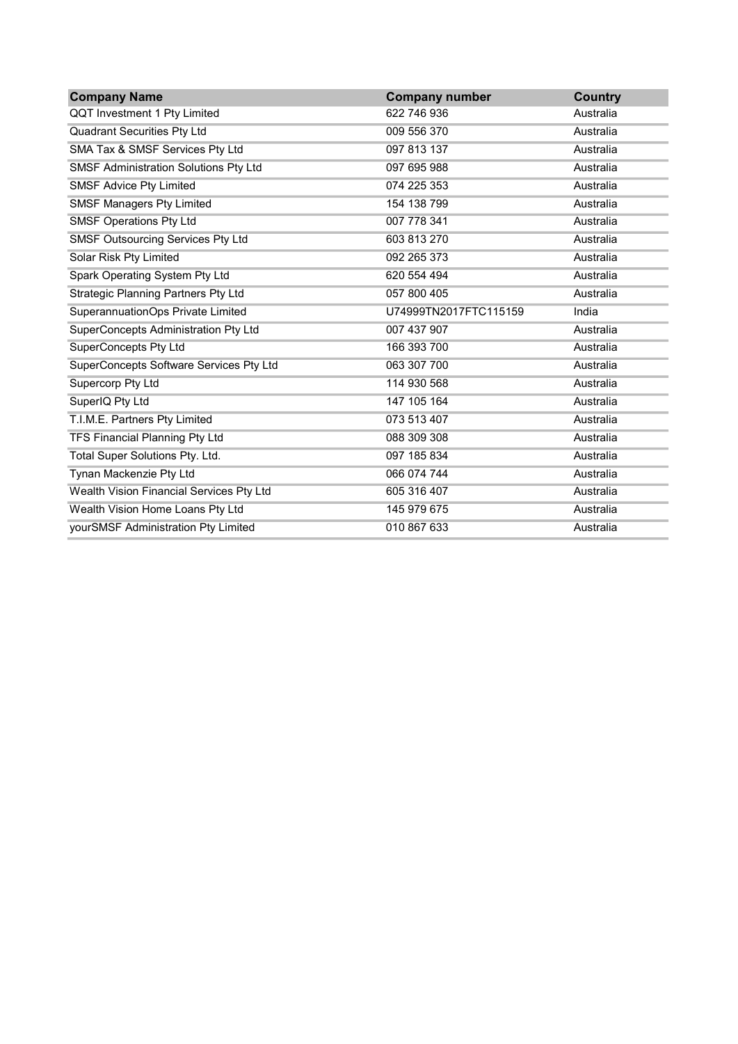| Company Name | Company number | Country |
|---|---|---|
| QQT Investment 1 Pty Limited | 622 746 936 | Australia |
| Quadrant Securities Pty Ltd | 009 556 370 | Australia |
| SMA Tax & SMSF Services Pty Ltd | 097 813 137 | Australia |
| SMSF Administration Solutions Pty Ltd | 097 695 988 | Australia |
| SMSF Advice Pty Limited | 074 225 353 | Australia |
| SMSF Managers Pty Limited | 154 138 799 | Australia |
| SMSF Operations Pty Ltd | 007 778 341 | Australia |
| SMSF Outsourcing Services Pty Ltd | 603 813 270 | Australia |
| Solar Risk Pty Limited | 092 265 373 | Australia |
| Spark Operating System Pty Ltd | 620 554 494 | Australia |
| Strategic Planning Partners Pty Ltd | 057 800 405 | Australia |
| SuperannuationOps Private Limited | U74999TN2017FTC115159 | India |
| SuperConcepts Administration Pty Ltd | 007 437 907 | Australia |
| SuperConcepts Pty Ltd | 166 393 700 | Australia |
| SuperConcepts Software Services Pty Ltd | 063 307 700 | Australia |
| Supercorp Pty Ltd | 114 930 568 | Australia |
| SuperIQ Pty Ltd | 147 105 164 | Australia |
| T.I.M.E. Partners Pty Limited | 073 513 407 | Australia |
| TFS Financial Planning Pty Ltd | 088 309 308 | Australia |
| Total Super Solutions Pty. Ltd. | 097 185 834 | Australia |
| Tynan Mackenzie Pty Ltd | 066 074 744 | Australia |
| Wealth Vision Financial Services Pty Ltd | 605 316 407 | Australia |
| Wealth Vision Home Loans Pty Ltd | 145 979 675 | Australia |
| yourSMSF Administration Pty Limited | 010 867 633 | Australia |